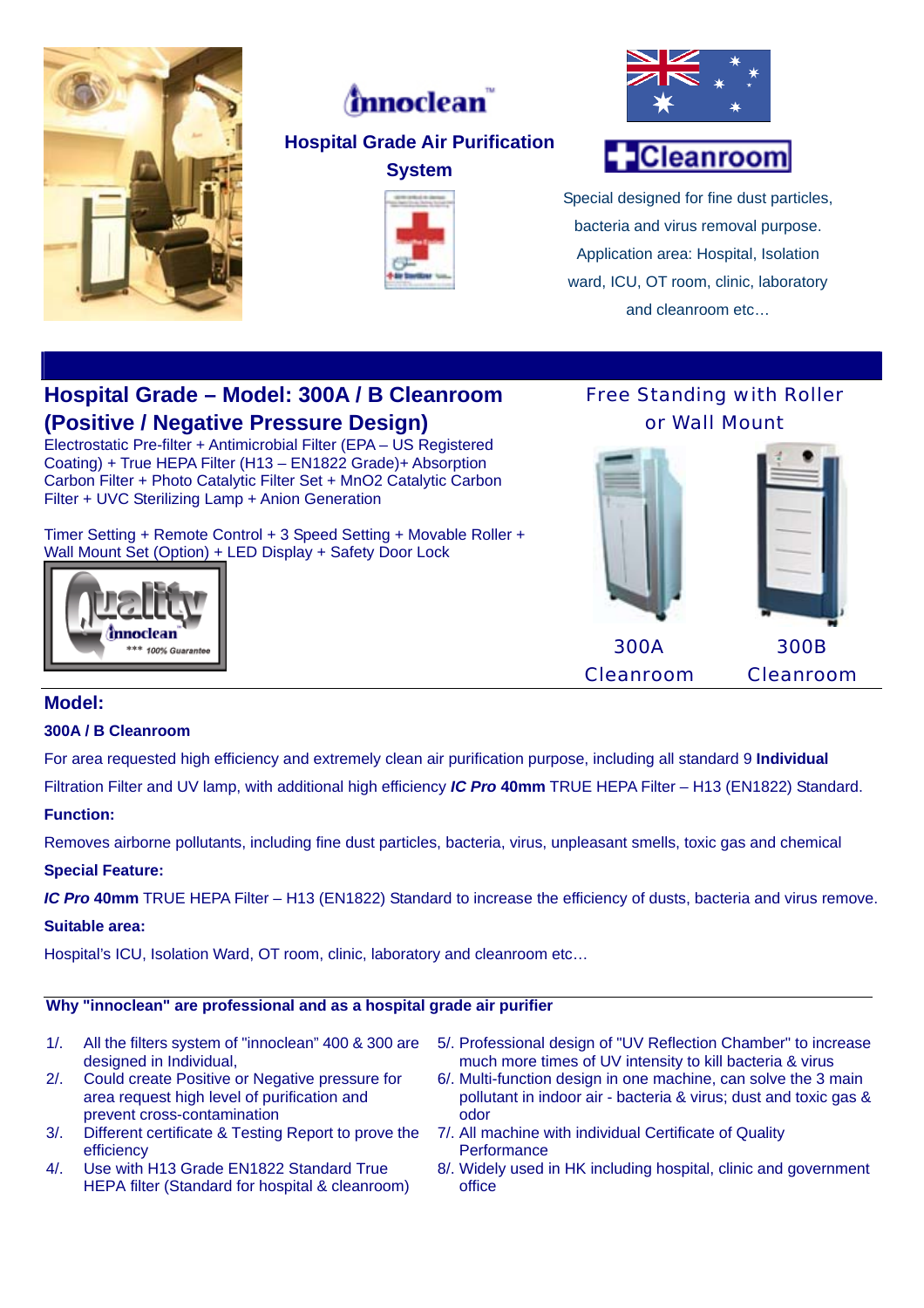innoclean™

**Hospital Grade Air Purification System**

Cleanroom

Special designed for fine dust particles, bacteria and virus removal purpose. Application area: Hospital, Isolation ward, ICU, OT room, clinic, laboratory and cleanroom etc…

## Hospital Grade – Model: 300A / B Cleanroom (Positive / Negative Pressure Design)

Electrostatic Pre-filter + Antimicrobial Filter (EPA – US Registered Coating) + True HEPA Filter (H13 – EN1822 Grade)+ Absorption Carbon Filter + Photo Catalytic Filter Set + MnO2 Catalytic Carbon Filter + UVC Sterilizing Lamp + Anion Generation

Timer Setting + Remote Control + 3 Speed Setting + Movable Roller + Wall Mount Set (Option) + LED Display + Safety Door Lock

Quality innoclean *** 100% Guarantee

Free Standing with Roller or Wall Mount

300A Cleanroom

300B Cleanroom

## Model:

**300A / B Cleanroom**

For area requested high efficiency and extremely clean air purification purpose, including all standard 9 **Individual** Filtration Filter and UV lamp, with additional high efficiency ***IC Pro* 40mm** TRUE HEPA Filter – H13 (EN1822) Standard.

**Function:**

Removes airborne pollutants, including fine dust particles, bacteria, virus, unpleasant smells, toxic gas and chemical

**Special Feature:**

***IC Pro* 40mm** TRUE HEPA Filter – H13 (EN1822) Standard to increase the efficiency of dusts, bacteria and virus remove.

**Suitable area:**

Hospital's ICU, Isolation Ward, OT room, clinic, laboratory and cleanroom etc…

**Why "innoclean" are professional and as a hospital grade air purifier**

1/. All the filters system of "innoclean" 400 & 300 are designed in Individual,

2/. Could create Positive or Negative pressure for area request high level of purification and prevent cross-contamination

3/. Different certificate & Testing Report to prove the efficiency

4/. Use with H13 Grade EN1822 Standard True HEPA filter (Standard for hospital & cleanroom)

5/. Professional design of "UV Reflection Chamber" to increase much more times of UV intensity to kill bacteria & virus

6/. Multi-function design in one machine, can solve the 3 main pollutant in indoor air - bacteria & virus; dust and toxic gas & odor

7/. All machine with individual Certificate of Quality Performance

8/. Widely used in HK including hospital, clinic and government office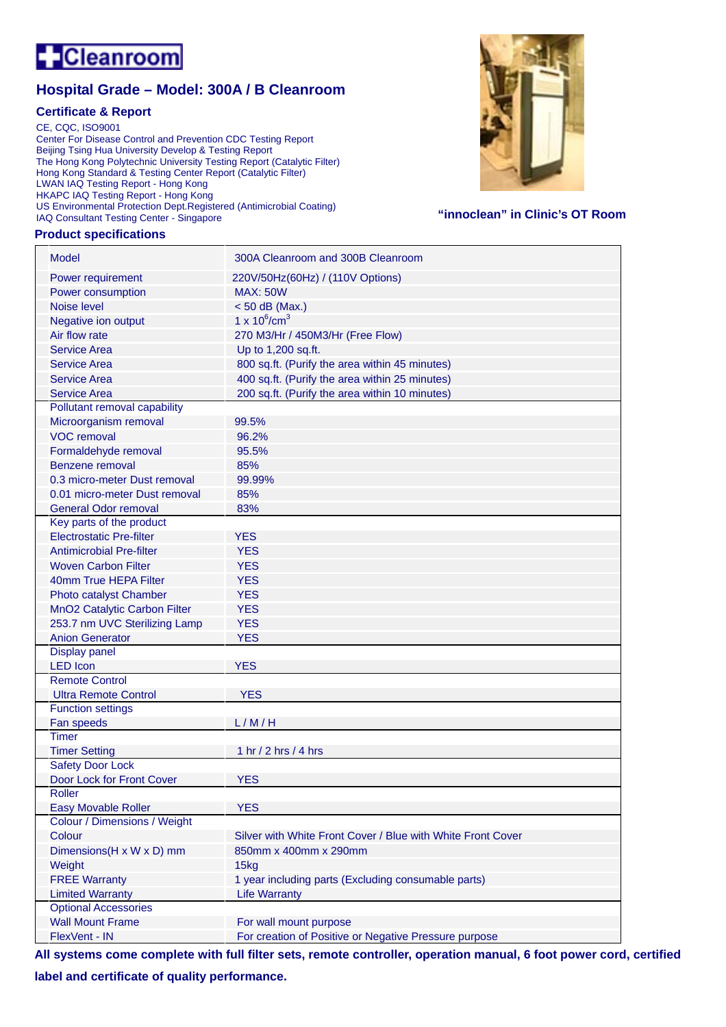# Cleanroom

## Hospital Grade – Model: 300A / B Cleanroom

### Certificate & Report

CE, CQC, ISO9001
Center For Disease Control and Prevention CDC Testing Report
Beijing Tsing Hua University Develop & Testing Report
The Hong Kong Polytechnic University Testing Report (Catalytic Filter)
Hong Kong Standard & Testing Center Report (Catalytic Filter)
LWAN IAQ Testing Report - Hong Kong
HKAPC IAQ Testing Report - Hong Kong
US Environmental Protection Dept.Registered (Antimicrobial Coating)
IAQ Consultant Testing Center - Singapore

**"innoclean" in Clinic's OT Room**

### Product specifications

| | |
|---|---|
| Model | 300A Cleanroom and 300B Cleanroom |
| Power requirement | 220V/50Hz(60Hz) / (110V Options) |
| Power consumption | MAX: 50W |
| Noise level | < 50 dB (Max.) |
| Negative ion output | $1 \times 10^6/cm^3$ |
| Air flow rate | 270 M3/Hr / 450M3/Hr (Free Flow) |
| Service Area | Up to 1,200 sq.ft. |
| Service Area | 800 sq.ft. (Purify the area within 45 minutes) |
| Service Area | 400 sq.ft. (Purify the area within 25 minutes) |
| Service Area | 200 sq.ft. (Purify the area within 10 minutes) |
| Pollutant removal capability | |
| Microorganism removal | 99.5% |
| VOC removal | 96.2% |
| Formaldehyde removal | 95.5% |
| Benzene removal | 85% |
| 0.3 micro-meter Dust removal | 99.99% |
| 0.01 micro-meter Dust removal | 85% |
| General Odor removal | 83% |
| Key parts of the product | |
| Electrostatic Pre-filter | YES |
| Antimicrobial Pre-filter | YES |
| Woven Carbon Filter | YES |
| 40mm True HEPA Filter | YES |
| Photo catalyst Chamber | YES |
| MnO2 Catalytic Carbon Filter | YES |
| 253.7 nm UVC Sterilizing Lamp | YES |
| Anion Generator | YES |
| Display panel | |
| LED Icon | YES |
| Remote Control | |
| Ultra Remote Control | YES |
| Function settings | |
| Fan speeds | L / M / H |
| Timer | |
| Timer Setting | 1 hr / 2 hrs / 4 hrs |
| Safety Door Lock | |
| Door Lock for Front Cover | YES |
| Roller | |
| Easy Movable Roller | YES |
| Colour / Dimensions / Weight | |
| Colour | Silver with White Front Cover / Blue with White Front Cover |
| Dimensions(H x W x D) mm | 850mm x 400mm x 290mm |
| Weight | 15kg |
| FREE Warranty | 1 year including parts (Excluding consumable parts) |
| Limited Warranty | Life Warranty |
| Optional Accessories | |
| Wall Mount Frame | For wall mount purpose |
| FlexVent - IN | For creation of Positive or Negative Pressure purpose |

**All systems come complete with full filter sets, remote controller, operation manual, 6 foot power cord, certified label and certificate of quality performance.**